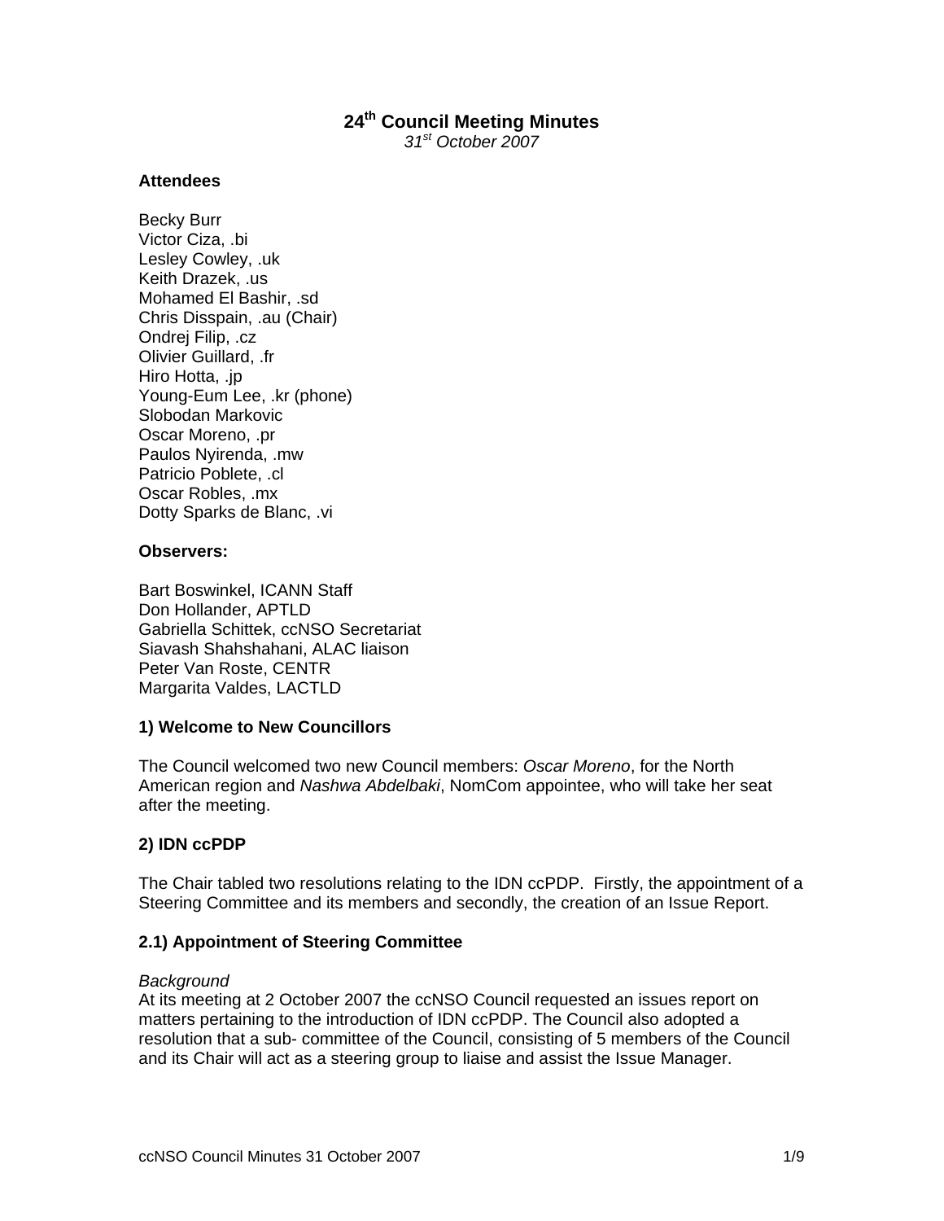# 24th Council Meeting Minutes

*31st October 2007*

**Attendees**

Becky Burr
Victor Ciza, .bi
Lesley Cowley, .uk
Keith Drazek, .us
Mohamed El Bashir, .sd
Chris Disspain, .au (Chair)
Ondrej Filip, .cz
Olivier Guillard, .fr
Hiro Hotta, .jp
Young-Eum Lee, .kr (phone)
Slobodan Markovic
Oscar Moreno, .pr
Paulos Nyirenda, .mw
Patricio Poblete, .cl
Oscar Robles, .mx
Dotty Sparks de Blanc, .vi

**Observers:**

Bart Boswinkel, ICANN Staff
Don Hollander, APTLD
Gabriella Schittek, ccNSO Secretariat
Siavash Shahshahani, ALAC liaison
Peter Van Roste, CENTR
Margarita Valdes, LACTLD

## 1) Welcome to New Councillors

The Council welcomed two new Council members: *Oscar Moreno*, for the North American region and *Nashwa Abdelbaki*, NomCom appointee, who will take her seat after the meeting.

## 2) IDN ccPDP

The Chair tabled two resolutions relating to the IDN ccPDP. Firstly, the appointment of a Steering Committee and its members and secondly, the creation of an Issue Report.

### 2.1) Appointment of Steering Committee

*Background*
At its meeting at 2 October 2007 the ccNSO Council requested an issues report on matters pertaining to the introduction of IDN ccPDP. The Council also adopted a resolution that a sub- committee of the Council, consisting of 5 members of the Council and its Chair will act as a steering group to liaise and assist the Issue Manager.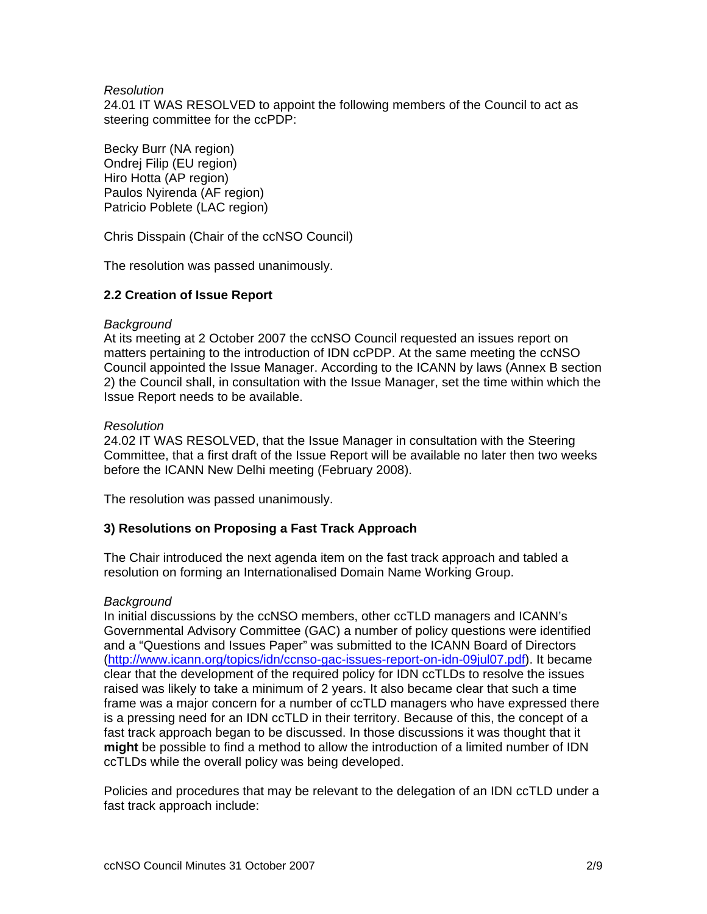*Resolution*
24.01 IT WAS RESOLVED to appoint the following members of the Council to act as steering committee for the ccPDP:

Becky Burr (NA region)
Ondrej Filip (EU region)
Hiro Hotta (AP region)
Paulos Nyirenda (AF region)
Patricio Poblete (LAC region)

Chris Disspain (Chair of the ccNSO Council)

The resolution was passed unanimously.

**2.2 Creation of Issue Report**

*Background*
At its meeting at 2 October 2007 the ccNSO Council requested an issues report on matters pertaining to the introduction of IDN ccPDP. At the same meeting the ccNSO Council appointed the Issue Manager. According to the ICANN by laws (Annex B section 2) the Council shall, in consultation with the Issue Manager, set the time within which the Issue Report needs to be available.

*Resolution*
24.02 IT WAS RESOLVED, that the Issue Manager in consultation with the Steering Committee, that a first draft of the Issue Report will be available no later then two weeks before the ICANN New Delhi meeting (February 2008).

The resolution was passed unanimously.

**3) Resolutions on Proposing a Fast Track Approach**

The Chair introduced the next agenda item on the fast track approach and tabled a resolution on forming an Internationalised Domain Name Working Group.

*Background*
In initial discussions by the ccNSO members, other ccTLD managers and ICANN's Governmental Advisory Committee (GAC) a number of policy questions were identified and a "Questions and Issues Paper" was submitted to the ICANN Board of Directors (http://www.icann.org/topics/idn/ccnso-gac-issues-report-on-idn-09jul07.pdf). It became clear that the development of the required policy for IDN ccTLDs to resolve the issues raised was likely to take a minimum of 2 years. It also became clear that such a time frame was a major concern for a number of ccTLD managers who have expressed there is a pressing need for an IDN ccTLD in their territory. Because of this, the concept of a fast track approach began to be discussed. In those discussions it was thought that it **might** be possible to find a method to allow the introduction of a limited number of IDN ccTLDs while the overall policy was being developed.

Policies and procedures that may be relevant to the delegation of an IDN ccTLD under a fast track approach include: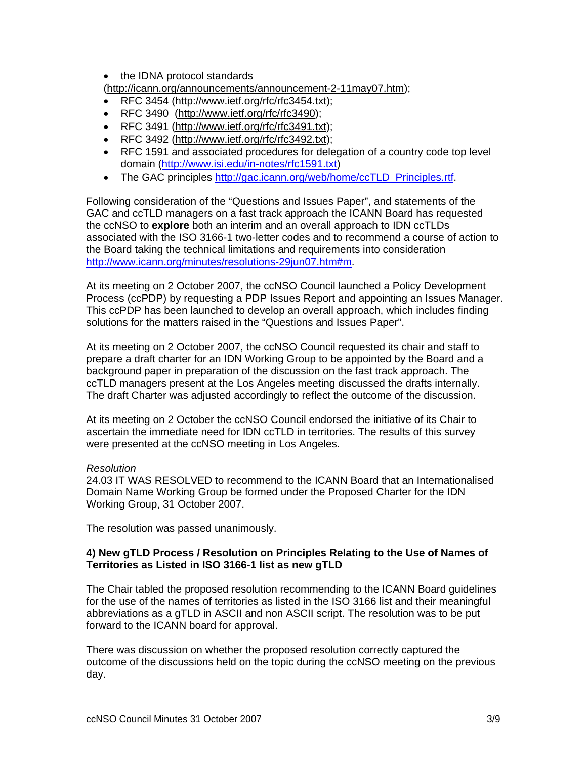- the IDNA protocol standards (http://icann.org/announcements/announcement-2-11may07.htm);
- RFC 3454 (http://www.ietf.org/rfc/rfc3454.txt);
- RFC 3490 (http://www.ietf.org/rfc/rfc3490);
- RFC 3491 (http://www.ietf.org/rfc/rfc3491.txt);
- RFC 3492 (http://www.ietf.org/rfc/rfc3492.txt);
- RFC 1591 and associated procedures for delegation of a country code top level domain (http://www.isi.edu/in-notes/rfc1591.txt)
- The GAC principles http://gac.icann.org/web/home/ccTLD_Principles.rtf.

Following consideration of the "Questions and Issues Paper", and statements of the GAC and ccTLD managers on a fast track approach the ICANN Board has requested the ccNSO to **explore** both an interim and an overall approach to IDN ccTLDs associated with the ISO 3166-1 two-letter codes and to recommend a course of action to the Board taking the technical limitations and requirements into consideration http://www.icann.org/minutes/resolutions-29jun07.htm#m.

At its meeting on 2 October 2007, the ccNSO Council launched a Policy Development Process (ccPDP) by requesting a PDP Issues Report and appointing an Issues Manager. This ccPDP has been launched to develop an overall approach, which includes finding solutions for the matters raised in the "Questions and Issues Paper".

At its meeting on 2 October 2007, the ccNSO Council requested its chair and staff to prepare a draft charter for an IDN Working Group to be appointed by the Board and a background paper in preparation of the discussion on the fast track approach. The ccTLD managers present at the Los Angeles meeting discussed the drafts internally. The draft Charter was adjusted accordingly to reflect the outcome of the discussion.

At its meeting on 2 October the ccNSO Council endorsed the initiative of its Chair to ascertain the immediate need for IDN ccTLD in territories. The results of this survey were presented at the ccNSO meeting in Los Angeles.

*Resolution*
24.03 IT WAS RESOLVED to recommend to the ICANN Board that an Internationalised Domain Name Working Group be formed under the Proposed Charter for the IDN Working Group, 31 October 2007.

The resolution was passed unanimously.

**4) New gTLD Process / Resolution on Principles Relating to the Use of Names of Territories as Listed in ISO 3166-1 list as new gTLD**

The Chair tabled the proposed resolution recommending to the ICANN Board guidelines for the use of the names of territories as listed in the ISO 3166 list and their meaningful abbreviations as a gTLD in ASCII and non ASCII script. The resolution was to be put forward to the ICANN board for approval.

There was discussion on whether the proposed resolution correctly captured the outcome of the discussions held on the topic during the ccNSO meeting on the previous day.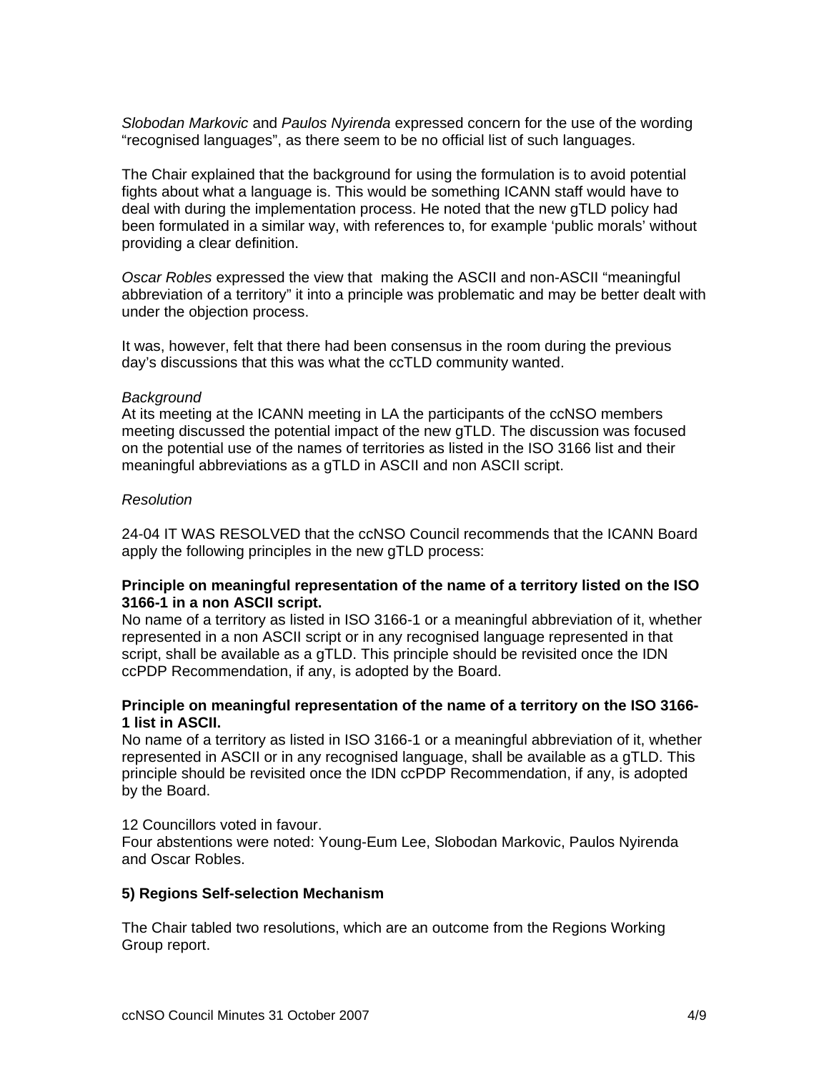*Slobodan Markovic* and *Paulos Nyirenda* expressed concern for the use of the wording "recognised languages", as there seem to be no official list of such languages.

The Chair explained that the background for using the formulation is to avoid potential fights about what a language is. This would be something ICANN staff would have to deal with during the implementation process. He noted that the new gTLD policy had been formulated in a similar way, with references to, for example 'public morals' without providing a clear definition.

*Oscar Robles* expressed the view that making the ASCII and non-ASCII "meaningful abbreviation of a territory" it into a principle was problematic and may be better dealt with under the objection process.

It was, however, felt that there had been consensus in the room during the previous day's discussions that this was what the ccTLD community wanted.

*Background*
At its meeting at the ICANN meeting in LA the participants of the ccNSO members meeting discussed the potential impact of the new gTLD. The discussion was focused on the potential use of the names of territories as listed in the ISO 3166 list and their meaningful abbreviations as a gTLD in ASCII and non ASCII script.

*Resolution*

24-04 IT WAS RESOLVED that the ccNSO Council recommends that the ICANN Board apply the following principles in the new gTLD process:

**Principle on meaningful representation of the name of a territory listed on the ISO 3166-1 in a non ASCII script.**
No name of a territory as listed in ISO 3166-1 or a meaningful abbreviation of it, whether represented in a non ASCII script or in any recognised language represented in that script, shall be available as a gTLD. This principle should be revisited once the IDN ccPDP Recommendation, if any, is adopted by the Board.

**Principle on meaningful representation of the name of a territory on the ISO 3166-1 list in ASCII.**
No name of a territory as listed in ISO 3166-1 or a meaningful abbreviation of it, whether represented in ASCII or in any recognised language, shall be available as a gTLD. This principle should be revisited once the IDN ccPDP Recommendation, if any, is adopted by the Board.

12 Councillors voted in favour.
Four abstentions were noted: Young-Eum Lee, Slobodan Markovic, Paulos Nyirenda and Oscar Robles.

**5) Regions Self-selection Mechanism**

The Chair tabled two resolutions, which are an outcome from the Regions Working Group report.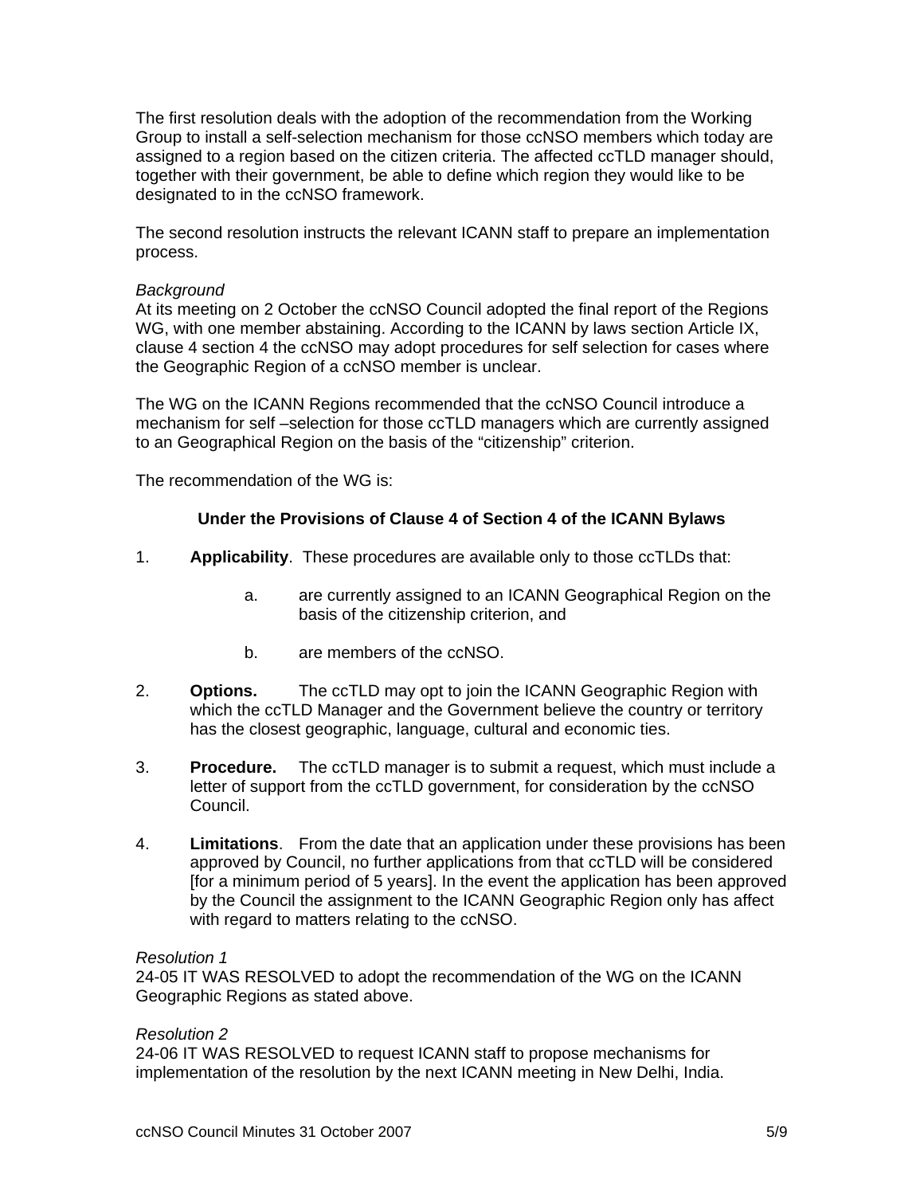The first resolution deals with the adoption of the recommendation from the Working Group to install a self-selection mechanism for those ccNSO members which today are assigned to a region based on the citizen criteria. The affected ccTLD manager should, together with their government, be able to define which region they would like to be designated to in the ccNSO framework.

The second resolution instructs the relevant ICANN staff to prepare an implementation process.

*Background*
At its meeting on 2 October the ccNSO Council adopted the final report of the Regions WG, with one member abstaining. According to the ICANN by laws section Article IX, clause 4 section 4 the ccNSO may adopt procedures for self selection for cases where the Geographic Region of a ccNSO member is unclear.

The WG on the ICANN Regions recommended that the ccNSO Council introduce a mechanism for self –selection for those ccTLD managers which are currently assigned to an Geographical Region on the basis of the “citizenship” criterion.

The recommendation of the WG is:

**Under the Provisions of Clause 4 of Section 4 of the ICANN Bylaws**

1. **Applicability**. These procedures are available only to those ccTLDs that:

   a. are currently assigned to an ICANN Geographical Region on the basis of the citizenship criterion, and

   b. are members of the ccNSO.

2. **Options.** The ccTLD may opt to join the ICANN Geographic Region with which the ccTLD Manager and the Government believe the country or territory has the closest geographic, language, cultural and economic ties.

3. **Procedure.** The ccTLD manager is to submit a request, which must include a letter of support from the ccTLD government, for consideration by the ccNSO Council.

4. **Limitations**. From the date that an application under these provisions has been approved by Council, no further applications from that ccTLD will be considered [for a minimum period of 5 years]. In the event the application has been approved by the Council the assignment to the ICANN Geographic Region only has affect with regard to matters relating to the ccNSO.

*Resolution 1*
24-05 IT WAS RESOLVED to adopt the recommendation of the WG on the ICANN Geographic Regions as stated above.

*Resolution 2*
24-06 IT WAS RESOLVED to request ICANN staff to propose mechanisms for implementation of the resolution by the next ICANN meeting in New Delhi, India.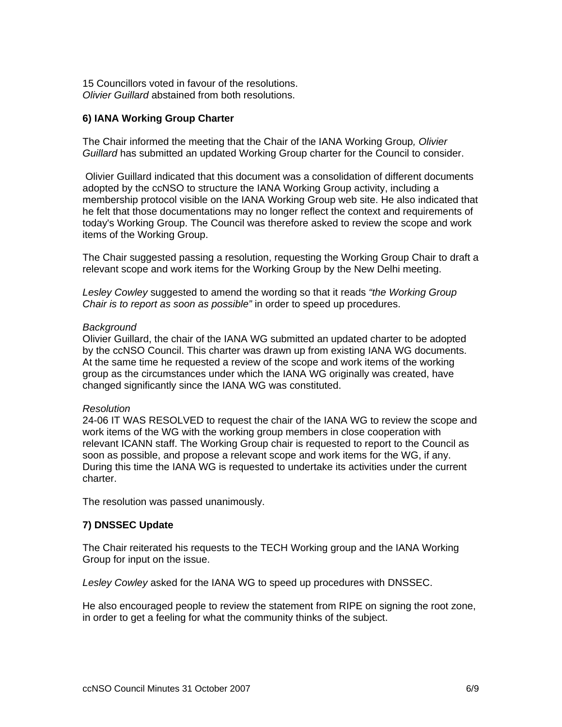15 Councillors voted in favour of the resolutions.
*Olivier Guillard* abstained from both resolutions.

**6) IANA Working Group Charter**

The Chair informed the meeting that the Chair of the IANA Working Group*, Olivier Guillard* has submitted an updated Working Group charter for the Council to consider.

Olivier Guillard indicated that this document was a consolidation of different documents adopted by the ccNSO to structure the IANA Working Group activity, including a membership protocol visible on the IANA Working Group web site. He also indicated that he felt that those documentations may no longer reflect the context and requirements of today's Working Group. The Council was therefore asked to review the scope and work items of the Working Group.

The Chair suggested passing a resolution, requesting the Working Group Chair to draft a relevant scope and work items for the Working Group by the New Delhi meeting.

*Lesley Cowley* suggested to amend the wording so that it reads *"the Working Group Chair is to report as soon as possible"* in order to speed up procedures.

*Background*
Olivier Guillard, the chair of the IANA WG submitted an updated charter to be adopted by the ccNSO Council. This charter was drawn up from existing IANA WG documents. At the same time he requested a review of the scope and work items of the working group as the circumstances under which the IANA WG originally was created, have changed significantly since the IANA WG was constituted.

*Resolution*
24-06 IT WAS RESOLVED to request the chair of the IANA WG to review the scope and work items of the WG with the working group members in close cooperation with relevant ICANN staff. The Working Group chair is requested to report to the Council as soon as possible, and propose a relevant scope and work items for the WG, if any. During this time the IANA WG is requested to undertake its activities under the current charter.

The resolution was passed unanimously.

**7) DNSSEC Update**

The Chair reiterated his requests to the TECH Working group and the IANA Working Group for input on the issue.

*Lesley Cowley* asked for the IANA WG to speed up procedures with DNSSEC.

He also encouraged people to review the statement from RIPE on signing the root zone, in order to get a feeling for what the community thinks of the subject.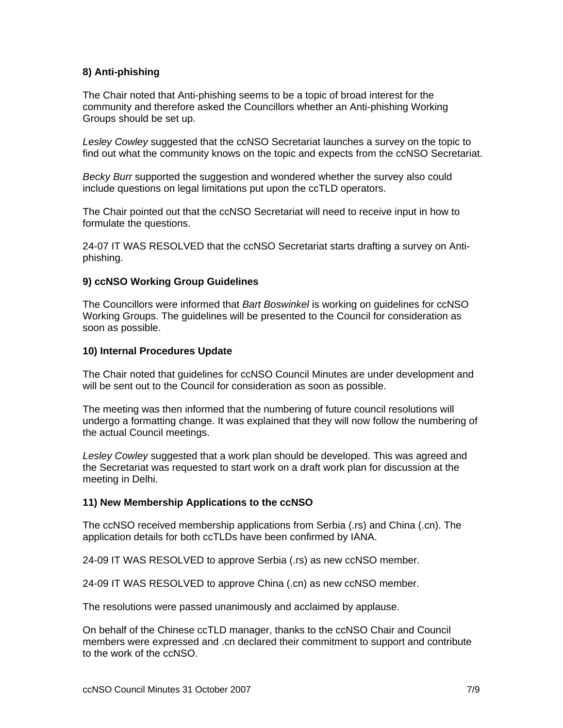**8) Anti-phishing**

The Chair noted that Anti-phishing seems to be a topic of broad interest for the community and therefore asked the Councillors whether an Anti-phishing Working Groups should be set up.

*Lesley Cowley* suggested that the ccNSO Secretariat launches a survey on the topic to find out what the community knows on the topic and expects from the ccNSO Secretariat.

*Becky Burr* supported the suggestion and wondered whether the survey also could include questions on legal limitations put upon the ccTLD operators.

The Chair pointed out that the ccNSO Secretariat will need to receive input in how to formulate the questions.

24-07 IT WAS RESOLVED that the ccNSO Secretariat starts drafting a survey on Anti-phishing.

**9) ccNSO Working Group Guidelines**

The Councillors were informed that *Bart Boswinkel* is working on guidelines for ccNSO Working Groups. The guidelines will be presented to the Council for consideration as soon as possible.

**10) Internal Procedures Update**

The Chair noted that guidelines for ccNSO Council Minutes are under development and will be sent out to the Council for consideration as soon as possible.

The meeting was then informed that the numbering of future council resolutions will undergo a formatting change. It was explained that they will now follow the numbering of the actual Council meetings.

*Lesley Cowley* suggested that a work plan should be developed. This was agreed and the Secretariat was requested to start work on a draft work plan for discussion at the meeting in Delhi.

**11) New Membership Applications to the ccNSO**

The ccNSO received membership applications from Serbia (.rs) and China (.cn). The application details for both ccTLDs have been confirmed by IANA.

24-09 IT WAS RESOLVED to approve Serbia (.rs) as new ccNSO member.

24-09 IT WAS RESOLVED to approve China (.cn) as new ccNSO member.

The resolutions were passed unanimously and acclaimed by applause.

On behalf of the Chinese ccTLD manager, thanks to the ccNSO Chair and Council members were expressed and .cn declared their commitment to support and contribute to the work of the ccNSO.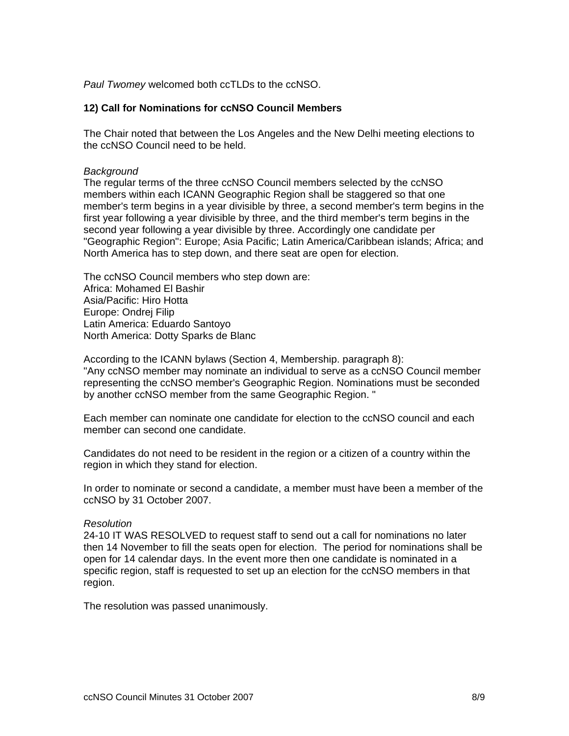*Paul Twomey* welcomed both ccTLDs to the ccNSO.

**12) Call for Nominations for ccNSO Council Members**

The Chair noted that between the Los Angeles and the New Delhi meeting elections to the ccNSO Council need to be held.

*Background*
The regular terms of the three ccNSO Council members selected by the ccNSO members within each ICANN Geographic Region shall be staggered so that one member's term begins in a year divisible by three, a second member's term begins in the first year following a year divisible by three, and the third member's term begins in the second year following a year divisible by three. Accordingly one candidate per "Geographic Region": Europe; Asia Pacific; Latin America/Caribbean islands; Africa; and North America has to step down, and there seat are open for election.

The ccNSO Council members who step down are:
Africa: Mohamed El Bashir
Asia/Pacific: Hiro Hotta
Europe: Ondrej Filip
Latin America: Eduardo Santoyo
North America: Dotty Sparks de Blanc

According to the ICANN bylaws (Section 4, Membership. paragraph 8):
"Any ccNSO member may nominate an individual to serve as a ccNSO Council member representing the ccNSO member's Geographic Region. Nominations must be seconded by another ccNSO member from the same Geographic Region. "

Each member can nominate one candidate for election to the ccNSO council and each member can second one candidate.

Candidates do not need to be resident in the region or a citizen of a country within the region in which they stand for election.

In order to nominate or second a candidate, a member must have been a member of the ccNSO by 31 October 2007.

*Resolution*
24-10 IT WAS RESOLVED to request staff to send out a call for nominations no later then 14 November to fill the seats open for election. The period for nominations shall be open for 14 calendar days. In the event more then one candidate is nominated in a specific region, staff is requested to set up an election for the ccNSO members in that region.

The resolution was passed unanimously.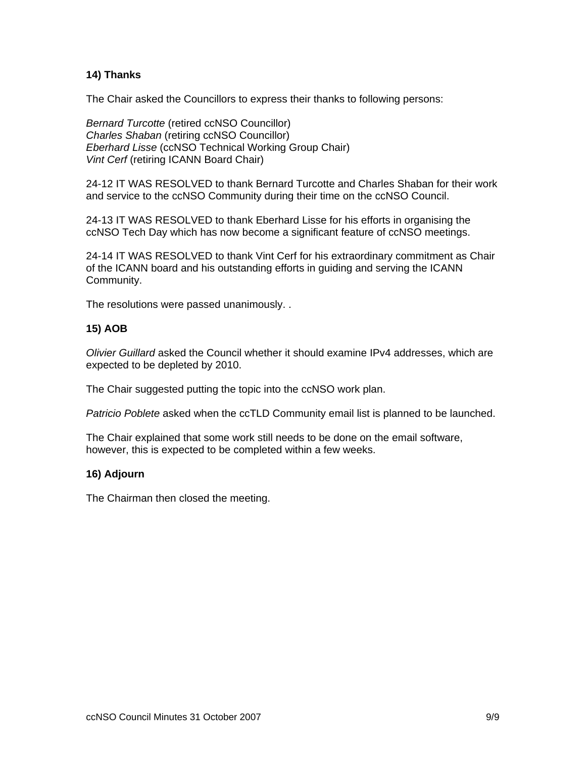**14) Thanks**

The Chair asked the Councillors to express their thanks to following persons:

*Bernard Turcotte* (retired ccNSO Councillor)
*Charles Shaban* (retiring ccNSO Councillor)
*Eberhard Lisse* (ccNSO Technical Working Group Chair)
*Vint Cerf* (retiring ICANN Board Chair)

24-12 IT WAS RESOLVED to thank Bernard Turcotte and Charles Shaban for their work and service to the ccNSO Community during their time on the ccNSO Council.

24-13 IT WAS RESOLVED to thank Eberhard Lisse for his efforts in organising the ccNSO Tech Day which has now become a significant feature of ccNSO meetings.

24-14 IT WAS RESOLVED to thank Vint Cerf for his extraordinary commitment as Chair of the ICANN board and his outstanding efforts in guiding and serving the ICANN Community.

The resolutions were passed unanimously. .

**15) AOB**

*Olivier Guillard* asked the Council whether it should examine IPv4 addresses, which are expected to be depleted by 2010.

The Chair suggested putting the topic into the ccNSO work plan.

*Patricio Poblete* asked when the ccTLD Community email list is planned to be launched.

The Chair explained that some work still needs to be done on the email software, however, this is expected to be completed within a few weeks.

**16) Adjourn**

The Chairman then closed the meeting.